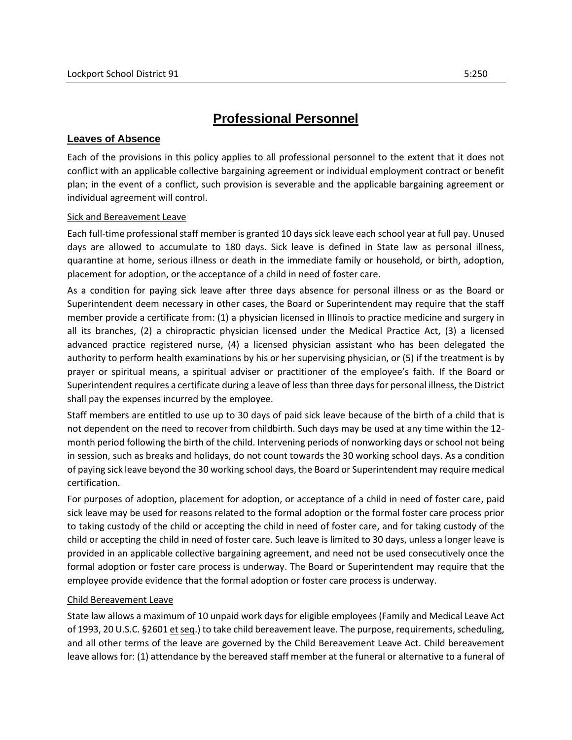# Professional Personnel

## Leaves of Absence

Each of the provisions in this policy applies to all professional personnel to the extent that it does not conflict with an applicable collective bargaining agreement or individual employment contract or benefit plan; in the event of a conflict, such provision is severable and the applicable bargaining agreement or individual agreement will control.

### Sick and Bereavement Leave

Each full-time professional staff member is granted 10 days sick leave each school year at full pay. Unused days are allowed to accumulate to 180 days. Sick leave is defined in State law as personal illness, quarantine at home, serious illness or death in the immediate family or household, or birth, adoption, placement for adoption, or the acceptance of a child in need of foster care.

As a condition for paying sick leave after three days absence for personal illness or as the Board or Superintendent deem necessary in other cases, the Board or Superintendent may require that the staff member provide a certificate from: (1) a physician licensed in Illinois to practice medicine and surgery in all its branches, (2) a chiropractic physician licensed under the Medical Practice Act, (3) a licensed advanced practice registered nurse, (4) a licensed physician assistant who has been delegated the authority to perform health examinations by his or her supervising physician, or (5) if the treatment is by prayer or spiritual means, a spiritual adviser or practitioner of the employee's faith. If the Board or Superintendent requires a certificate during a leave of less than three days for personal illness, the District shall pay the expenses incurred by the employee.

Staff members are entitled to use up to 30 days of paid sick leave because of the birth of a child that is not dependent on the need to recover from childbirth. Such days may be used at any time within the 12-month period following the birth of the child. Intervening periods of nonworking days or school not being in session, such as breaks and holidays, do not count towards the 30 working school days. As a condition of paying sick leave beyond the 30 working school days, the Board or Superintendent may require medical certification.

For purposes of adoption, placement for adoption, or acceptance of a child in need of foster care, paid sick leave may be used for reasons related to the formal adoption or the formal foster care process prior to taking custody of the child or accepting the child in need of foster care, and for taking custody of the child or accepting the child in need of foster care. Such leave is limited to 30 days, unless a longer leave is provided in an applicable collective bargaining agreement, and need not be used consecutively once the formal adoption or foster care process is underway. The Board or Superintendent may require that the employee provide evidence that the formal adoption or foster care process is underway.

### Child Bereavement Leave

State law allows a maximum of 10 unpaid work days for eligible employees (Family and Medical Leave Act of 1993, 20 U.S.C. §2601 et seq.) to take child bereavement leave. The purpose, requirements, scheduling, and all other terms of the leave are governed by the Child Bereavement Leave Act. Child bereavement leave allows for: (1) attendance by the bereaved staff member at the funeral or alternative to a funeral of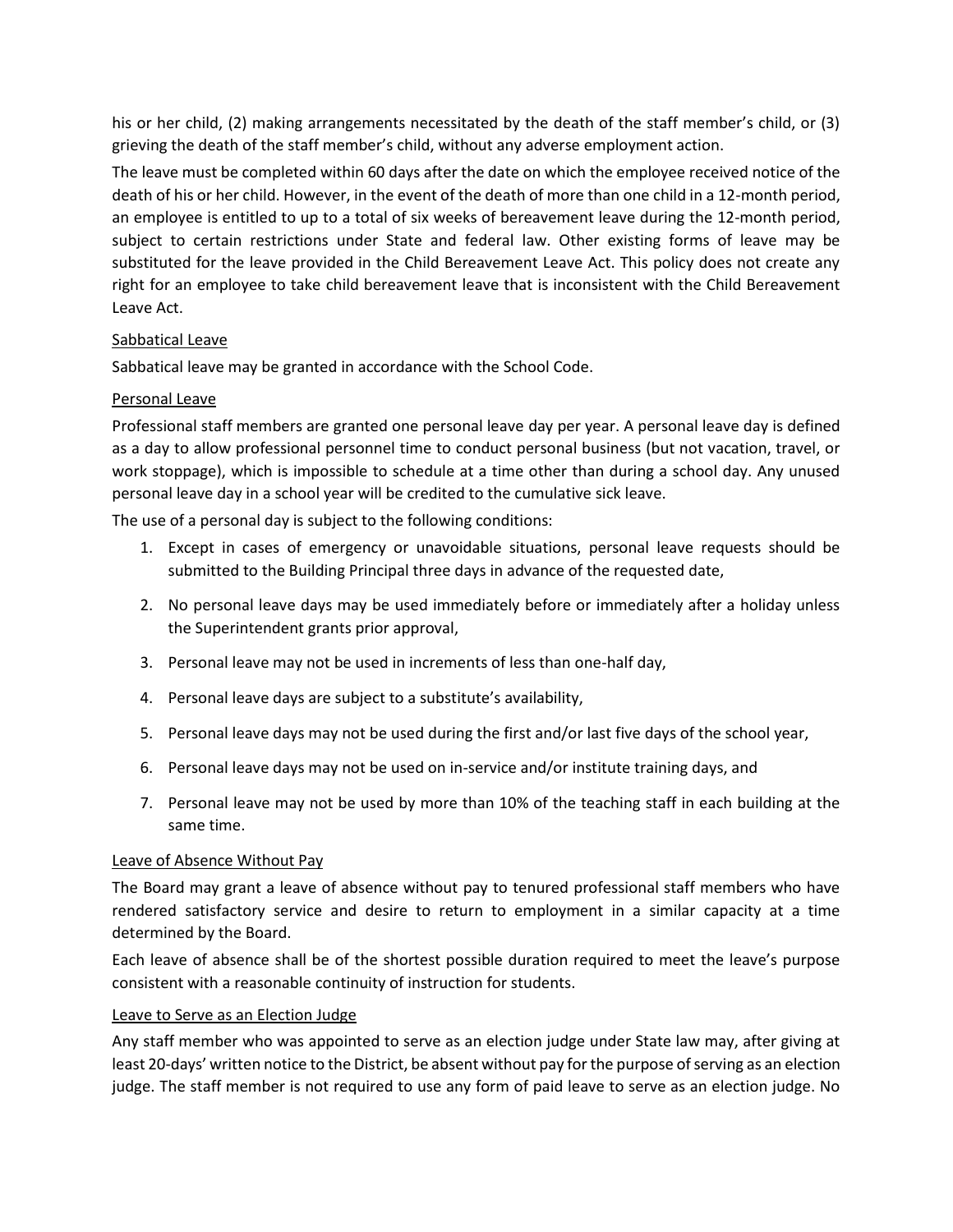his or her child, (2) making arrangements necessitated by the death of the staff member's child, or (3) grieving the death of the staff member's child, without any adverse employment action.

The leave must be completed within 60 days after the date on which the employee received notice of the death of his or her child. However, in the event of the death of more than one child in a 12-month period, an employee is entitled to up to a total of six weeks of bereavement leave during the 12-month period, subject to certain restrictions under State and federal law. Other existing forms of leave may be substituted for the leave provided in the Child Bereavement Leave Act. This policy does not create any right for an employee to take child bereavement leave that is inconsistent with the Child Bereavement Leave Act.

### Sabbatical Leave

Sabbatical leave may be granted in accordance with the School Code.

### Personal Leave

Professional staff members are granted one personal leave day per year. A personal leave day is defined as a day to allow professional personnel time to conduct personal business (but not vacation, travel, or work stoppage), which is impossible to schedule at a time other than during a school day. Any unused personal leave day in a school year will be credited to the cumulative sick leave.

The use of a personal day is subject to the following conditions:

1. Except in cases of emergency or unavoidable situations, personal leave requests should be submitted to the Building Principal three days in advance of the requested date,
2. No personal leave days may be used immediately before or immediately after a holiday unless the Superintendent grants prior approval,
3. Personal leave may not be used in increments of less than one-half day,
4. Personal leave days are subject to a substitute's availability,
5. Personal leave days may not be used during the first and/or last five days of the school year,
6. Personal leave days may not be used on in-service and/or institute training days, and
7. Personal leave may not be used by more than 10% of the teaching staff in each building at the same time.

### Leave of Absence Without Pay

The Board may grant a leave of absence without pay to tenured professional staff members who have rendered satisfactory service and desire to return to employment in a similar capacity at a time determined by the Board.

Each leave of absence shall be of the shortest possible duration required to meet the leave's purpose consistent with a reasonable continuity of instruction for students.

### Leave to Serve as an Election Judge

Any staff member who was appointed to serve as an election judge under State law may, after giving at least 20-days' written notice to the District, be absent without pay for the purpose of serving as an election judge. The staff member is not required to use any form of paid leave to serve as an election judge. No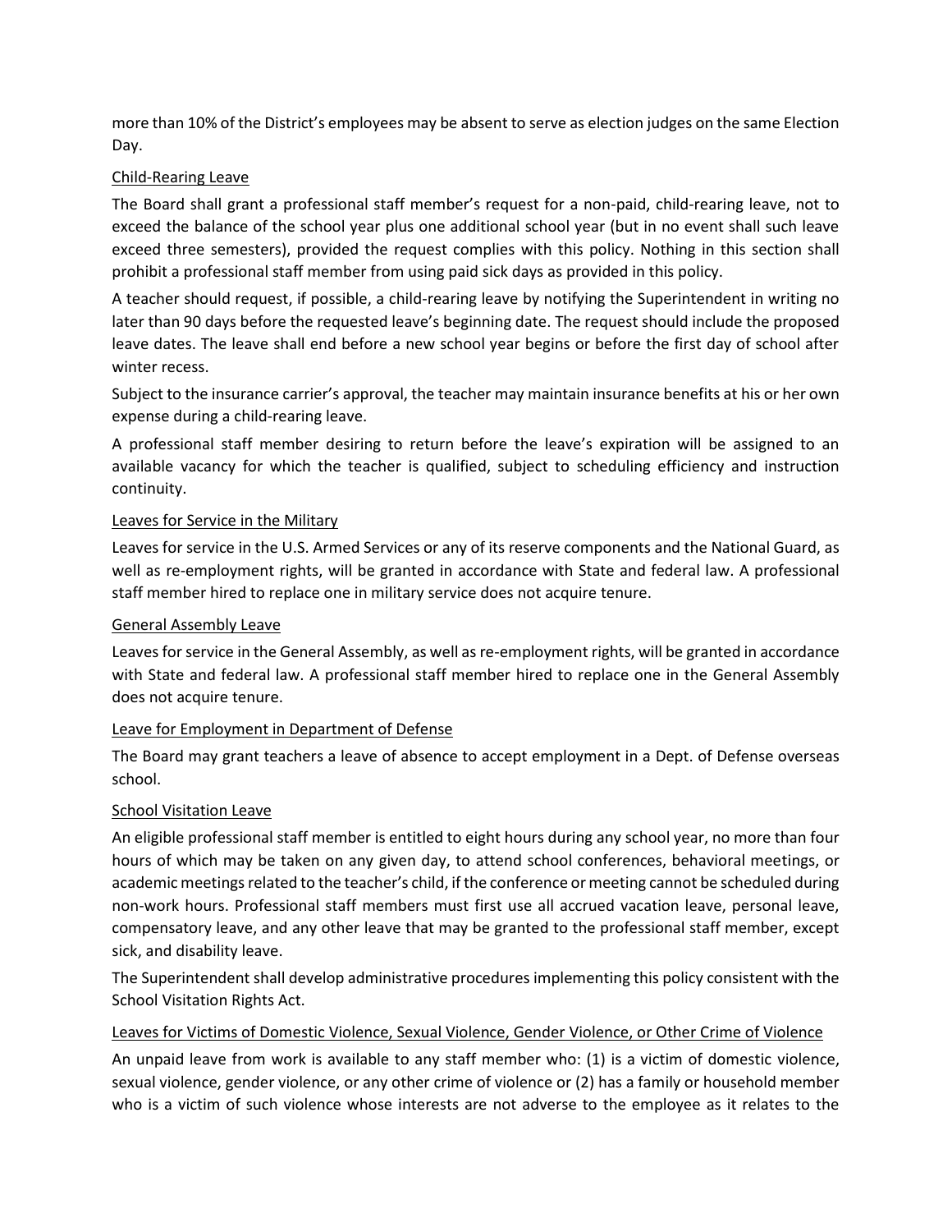more than 10% of the District's employees may be absent to serve as election judges on the same Election Day.

### Child-Rearing Leave

The Board shall grant a professional staff member's request for a non-paid, child-rearing leave, not to exceed the balance of the school year plus one additional school year (but in no event shall such leave exceed three semesters), provided the request complies with this policy. Nothing in this section shall prohibit a professional staff member from using paid sick days as provided in this policy.

A teacher should request, if possible, a child-rearing leave by notifying the Superintendent in writing no later than 90 days before the requested leave's beginning date. The request should include the proposed leave dates. The leave shall end before a new school year begins or before the first day of school after winter recess.

Subject to the insurance carrier's approval, the teacher may maintain insurance benefits at his or her own expense during a child-rearing leave.

A professional staff member desiring to return before the leave's expiration will be assigned to an available vacancy for which the teacher is qualified, subject to scheduling efficiency and instruction continuity.

### Leaves for Service in the Military

Leaves for service in the U.S. Armed Services or any of its reserve components and the National Guard, as well as re-employment rights, will be granted in accordance with State and federal law. A professional staff member hired to replace one in military service does not acquire tenure.

### General Assembly Leave

Leaves for service in the General Assembly, as well as re-employment rights, will be granted in accordance with State and federal law. A professional staff member hired to replace one in the General Assembly does not acquire tenure.

### Leave for Employment in Department of Defense

The Board may grant teachers a leave of absence to accept employment in a Dept. of Defense overseas school.

### School Visitation Leave

An eligible professional staff member is entitled to eight hours during any school year, no more than four hours of which may be taken on any given day, to attend school conferences, behavioral meetings, or academic meetings related to the teacher's child, if the conference or meeting cannot be scheduled during non-work hours. Professional staff members must first use all accrued vacation leave, personal leave, compensatory leave, and any other leave that may be granted to the professional staff member, except sick, and disability leave.

The Superintendent shall develop administrative procedures implementing this policy consistent with the School Visitation Rights Act.

### Leaves for Victims of Domestic Violence, Sexual Violence, Gender Violence, or Other Crime of Violence

An unpaid leave from work is available to any staff member who: (1) is a victim of domestic violence, sexual violence, gender violence, or any other crime of violence or (2) has a family or household member who is a victim of such violence whose interests are not adverse to the employee as it relates to the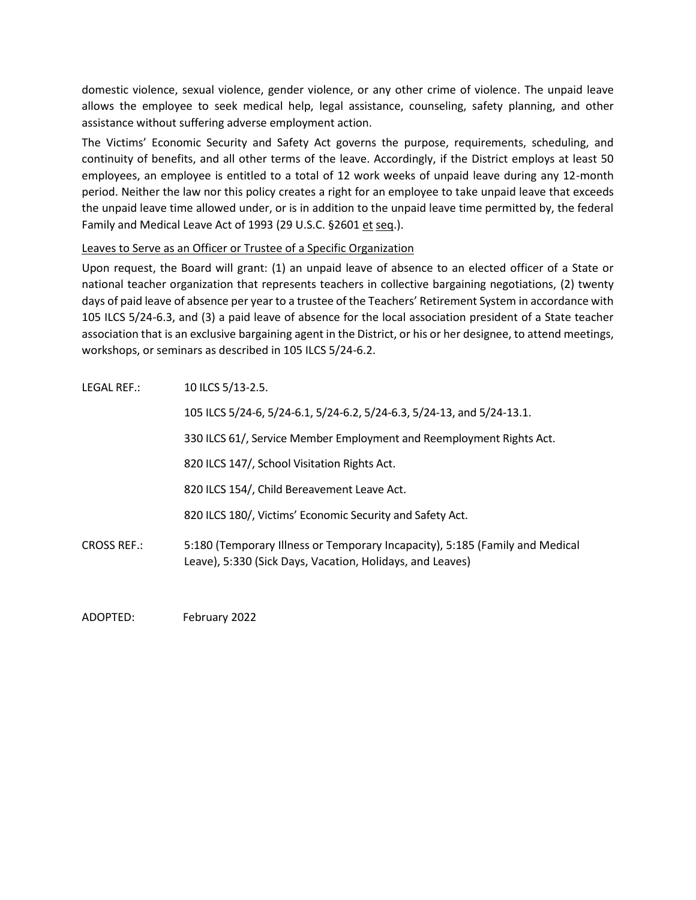domestic violence, sexual violence, gender violence, or any other crime of violence. The unpaid leave allows the employee to seek medical help, legal assistance, counseling, safety planning, and other assistance without suffering adverse employment action.

The Victims' Economic Security and Safety Act governs the purpose, requirements, scheduling, and continuity of benefits, and all other terms of the leave. Accordingly, if the District employs at least 50 employees, an employee is entitled to a total of 12 work weeks of unpaid leave during any 12-month period. Neither the law nor this policy creates a right for an employee to take unpaid leave that exceeds the unpaid leave time allowed under, or is in addition to the unpaid leave time permitted by, the federal Family and Medical Leave Act of 1993 (29 U.S.C. §2601 et seq.).

Leaves to Serve as an Officer or Trustee of a Specific Organization

Upon request, the Board will grant: (1) an unpaid leave of absence to an elected officer of a State or national teacher organization that represents teachers in collective bargaining negotiations, (2) twenty days of paid leave of absence per year to a trustee of the Teachers' Retirement System in accordance with 105 ILCS 5/24-6.3, and (3) a paid leave of absence for the local association president of a State teacher association that is an exclusive bargaining agent in the District, or his or her designee, to attend meetings, workshops, or seminars as described in 105 ILCS 5/24-6.2.

LEGAL REF.: 10 ILCS 5/13-2.5.

105 ILCS 5/24-6, 5/24-6.1, 5/24-6.2, 5/24-6.3, 5/24-13, and 5/24-13.1.

330 ILCS 61/, Service Member Employment and Reemployment Rights Act.

820 ILCS 147/, School Visitation Rights Act.

820 ILCS 154/, Child Bereavement Leave Act.

820 ILCS 180/, Victims' Economic Security and Safety Act.

CROSS REF.: 5:180 (Temporary Illness or Temporary Incapacity), 5:185 (Family and Medical Leave), 5:330 (Sick Days, Vacation, Holidays, and Leaves)

ADOPTED: February 2022